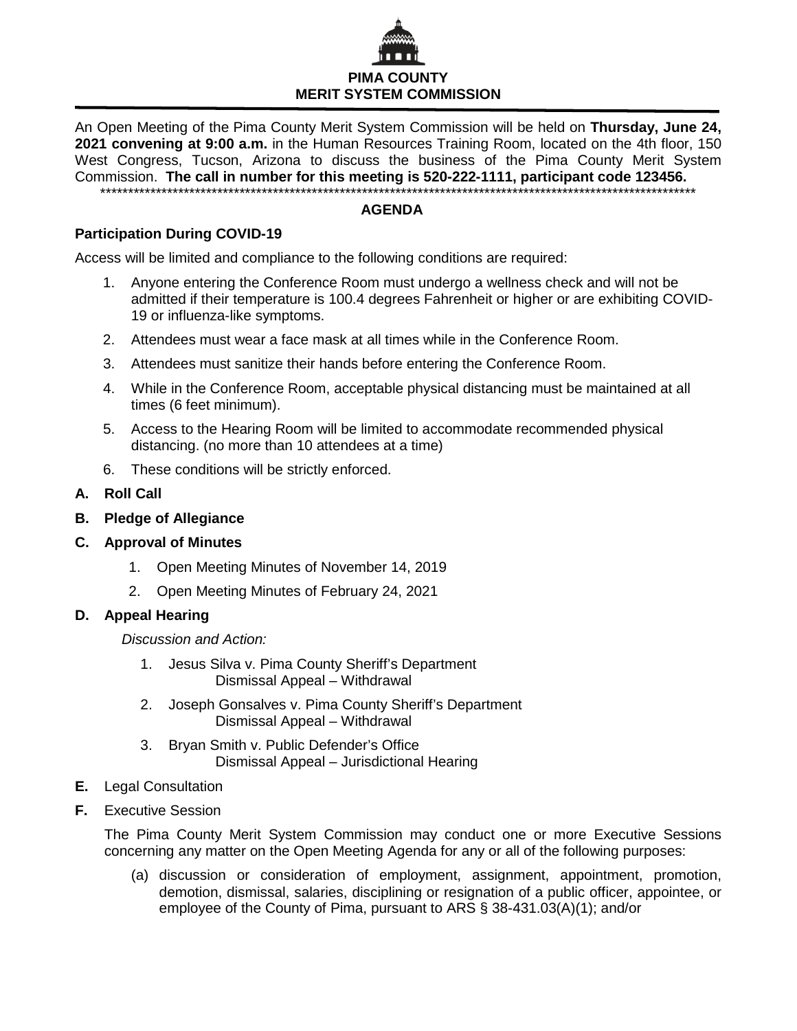**PIMA COUNTY**
**MERIT SYSTEM COMMISSION**

An Open Meeting of the Pima County Merit System Commission will be held on **Thursday, June 24, 2021 convening at 9:00 a.m.** in the Human Resources Training Room, located on the 4th floor, 150 West Congress, Tucson, Arizona to discuss the business of the Pima County Merit System Commission. **The call in number for this meeting is 520-222-1111, participant code 123456.**

\*\*\*\*\*\*\*\*\*\*\*\*\*\*\*\*\*\*\*\*\*\*\*\*\*\*\*\*\*\*\*\*\*\*\*\*\*\*\*\*\*\*\*\*\*\*\*\*\*\*\*\*\*\*\*\*\*\*\*\*\*\*\*\*\*\*\*\*\*\*\*\*\*\*\*\*\*\*\*\*\*\*\*\*\*\*\*\*\*\*\*\*\*\*\*\*\*\*\*\*\*\*\*\*

## AGENDA

### Participation During COVID-19

Access will be limited and compliance to the following conditions are required:

1. Anyone entering the Conference Room must undergo a wellness check and will not be admitted if their temperature is 100.4 degrees Fahrenheit or higher or are exhibiting COVID-19 or influenza-like symptoms.
2. Attendees must wear a face mask at all times while in the Conference Room.
3. Attendees must sanitize their hands before entering the Conference Room.
4. While in the Conference Room, acceptable physical distancing must be maintained at all times (6 feet minimum).
5. Access to the Hearing Room will be limited to accommodate recommended physical distancing. (no more than 10 attendees at a time)
6. These conditions will be strictly enforced.

**A. Roll Call**

**B. Pledge of Allegiance**

**C. Approval of Minutes**

1. Open Meeting Minutes of November 14, 2019
2. Open Meeting Minutes of February 24, 2021

**D. Appeal Hearing**

*Discussion and Action:*

1. Jesus Silva v. Pima County Sheriff's Department
   Dismissal Appeal – Withdrawal
2. Joseph Gonsalves v. Pima County Sheriff's Department
   Dismissal Appeal – Withdrawal
3. Bryan Smith v. Public Defender's Office
   Dismissal Appeal – Jurisdictional Hearing

**E.** Legal Consultation

**F.** Executive Session

The Pima County Merit System Commission may conduct one or more Executive Sessions concerning any matter on the Open Meeting Agenda for any or all of the following purposes:

(a) discussion or consideration of employment, assignment, appointment, promotion, demotion, dismissal, salaries, disciplining or resignation of a public officer, appointee, or employee of the County of Pima, pursuant to ARS § 38-431.03(A)(1); and/or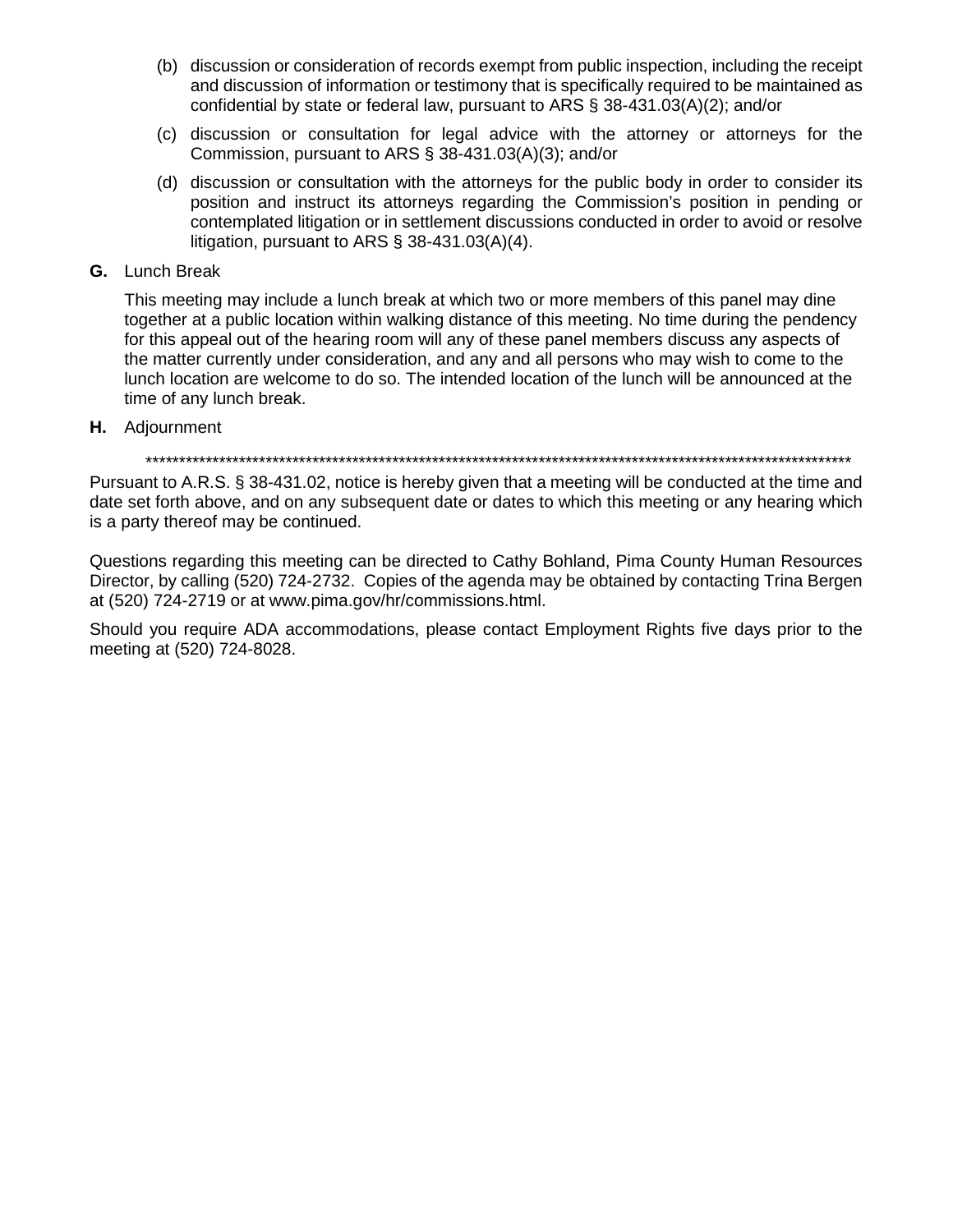(b) discussion or consideration of records exempt from public inspection, including the receipt and discussion of information or testimony that is specifically required to be maintained as confidential by state or federal law, pursuant to ARS § 38-431.03(A)(2); and/or

(c) discussion or consultation for legal advice with the attorney or attorneys for the Commission, pursuant to ARS § 38-431.03(A)(3); and/or

(d) discussion or consultation with the attorneys for the public body in order to consider its position and instruct its attorneys regarding the Commission's position in pending or contemplated litigation or in settlement discussions conducted in order to avoid or resolve litigation, pursuant to ARS § 38-431.03(A)(4).

**G.** Lunch Break

This meeting may include a lunch break at which two or more members of this panel may dine together at a public location within walking distance of this meeting. No time during the pendency for this appeal out of the hearing room will any of these panel members discuss any aspects of the matter currently under consideration, and any and all persons who may wish to come to the lunch location are welcome to do so. The intended location of the lunch will be announced at the time of any lunch break.

**H.** Adjournment

***************************************************************************************************************

Pursuant to A.R.S. § 38-431.02, notice is hereby given that a meeting will be conducted at the time and date set forth above, and on any subsequent date or dates to which this meeting or any hearing which is a party thereof may be continued.

Questions regarding this meeting can be directed to Cathy Bohland, Pima County Human Resources Director, by calling (520) 724-2732. Copies of the agenda may be obtained by contacting Trina Bergen at (520) 724-2719 or at www.pima.gov/hr/commissions.html.

Should you require ADA accommodations, please contact Employment Rights five days prior to the meeting at (520) 724-8028.